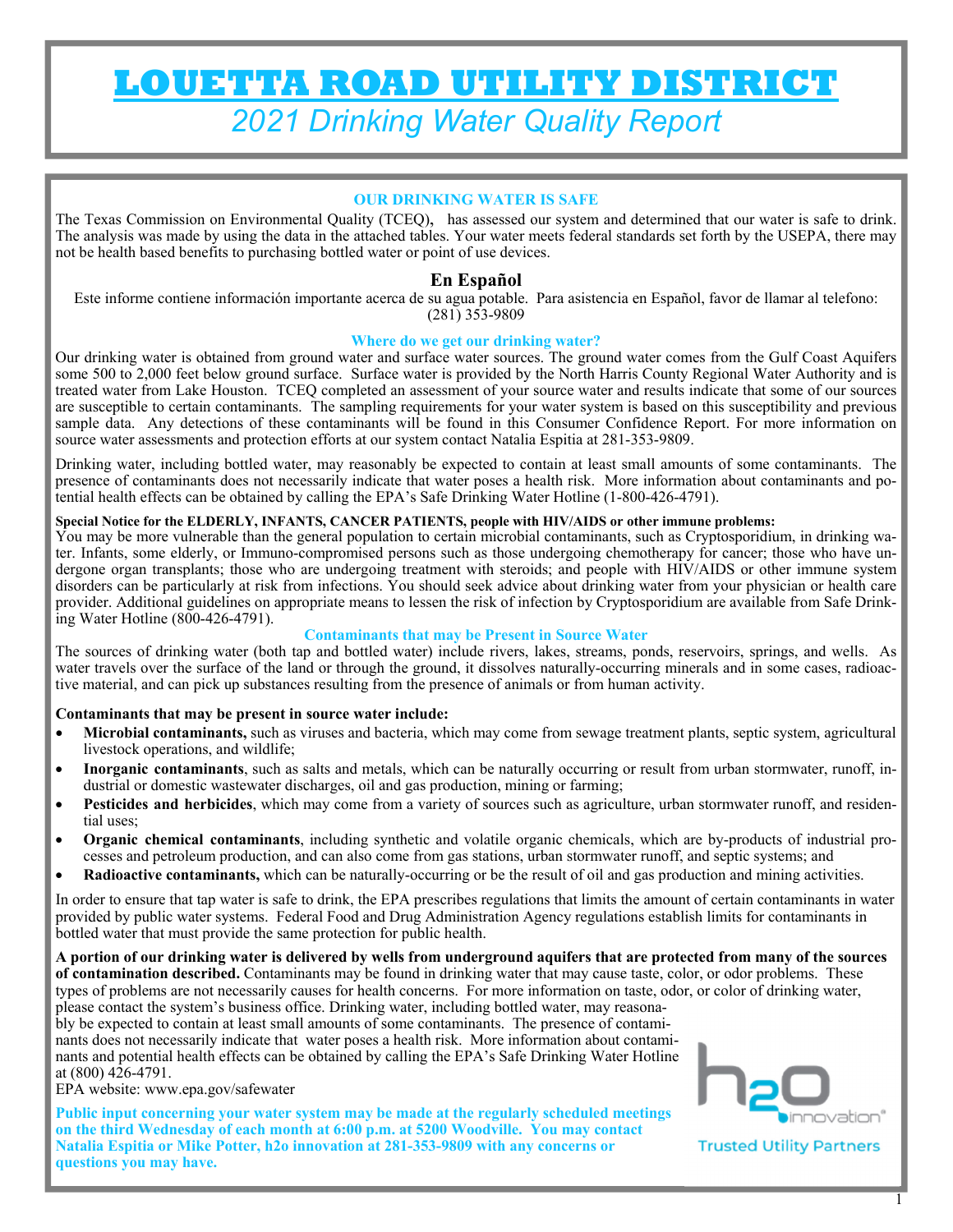# LOUETTA ROAD UTILITY DISTRICT

*2021 Drinking Water Quality Report*

### OUR DRINKING WATER IS SAFE

The Texas Commission on Environmental Quality (TCEQ), has assessed our system and determined that our water is safe to drink. The analysis was made by using the data in the attached tables. Your water meets federal standards set forth by the USEPA, there may not be health based benefits to purchasing bottled water or point of use devices.

## En Español

Este informe contiene información importante acerca de su agua potable. Para asistencia en Español, favor de llamar al telefono: (281) 353-9809

### Where do we get our drinking water?

Our drinking water is obtained from ground water and surface water sources. The ground water comes from the Gulf Coast Aquifers some 500 to 2,000 feet below ground surface. Surface water is provided by the North Harris County Regional Water Authority and is treated water from Lake Houston. TCEQ completed an assessment of your source water and results indicate that some of our sources are susceptible to certain contaminants. The sampling requirements for your water system is based on this susceptibility and previous sample data. Any detections of these contaminants will be found in this Consumer Confidence Report. For more information on source water assessments and protection efforts at our system contact Natalia Espitia at 281-353-9809.

Drinking water, including bottled water, may reasonably be expected to contain at least small amounts of some contaminants. The presence of contaminants does not necessarily indicate that water poses a health risk. More information about contaminants and potential health effects can be obtained by calling the EPA's Safe Drinking Water Hotline (1-800-426-4791).

**Special Notice for the ELDERLY, INFANTS, CANCER PATIENTS, people with HIV/AIDS or other immune problems:**
You may be more vulnerable than the general population to certain microbial contaminants, such as Cryptosporidium, in drinking water. Infants, some elderly, or Immuno-compromised persons such as those undergoing chemotherapy for cancer; those who have undergone organ transplants; those who are undergoing treatment with steroids; and people with HIV/AIDS or other immune system disorders can be particularly at risk from infections. You should seek advice about drinking water from your physician or health care provider. Additional guidelines on appropriate means to lessen the risk of infection by Cryptosporidium are available from Safe Drinking Water Hotline (800-426-4791).

### Contaminants that may be Present in Source Water

The sources of drinking water (both tap and bottled water) include rivers, lakes, streams, ponds, reservoirs, springs, and wells. As water travels over the surface of the land or through the ground, it dissolves naturally-occurring minerals and in some cases, radioactive material, and can pick up substances resulting from the presence of animals or from human activity.

**Contaminants that may be present in source water include:**

- **Microbial contaminants,** such as viruses and bacteria, which may come from sewage treatment plants, septic system, agricultural livestock operations, and wildlife;
- **Inorganic contaminants**, such as salts and metals, which can be naturally occurring or result from urban stormwater, runoff, industrial or domestic wastewater discharges, oil and gas production, mining or farming;
- **Pesticides and herbicides**, which may come from a variety of sources such as agriculture, urban stormwater runoff, and residential uses;
- **Organic chemical contaminants**, including synthetic and volatile organic chemicals, which are by-products of industrial processes and petroleum production, and can also come from gas stations, urban stormwater runoff, and septic systems; and
- **Radioactive contaminants,** which can be naturally-occurring or be the result of oil and gas production and mining activities.

In order to ensure that tap water is safe to drink, the EPA prescribes regulations that limits the amount of certain contaminants in water provided by public water systems. Federal Food and Drug Administration Agency regulations establish limits for contaminants in bottled water that must provide the same protection for public health.

**A portion of our drinking water is delivered by wells from underground aquifers that are protected from many of the sources of contamination described.** Contaminants may be found in drinking water that may cause taste, color, or odor problems. These types of problems are not necessarily causes for health concerns. For more information on taste, odor, or color of drinking water, please contact the system's business office. Drinking water, including bottled water, may reasonably be expected to contain at least small amounts of some contaminants. The presence of contaminants does not necessarily indicate that water poses a health risk. More information about contaminants and potential health effects can be obtained by calling the EPA's Safe Drinking Water Hotline at (800) 426-4791.
EPA website: www.epa.gov/safewater

**Public input concerning your water system may be made at the regularly scheduled meetings on the third Wednesday of each month at 6:00 p.m. at 5200 Woodville. You may contact Natalia Espitia or Mike Potter, h2o innovation at 281-353-9809 with any concerns or questions you may have.**

h2o innovation®
Trusted Utility Partners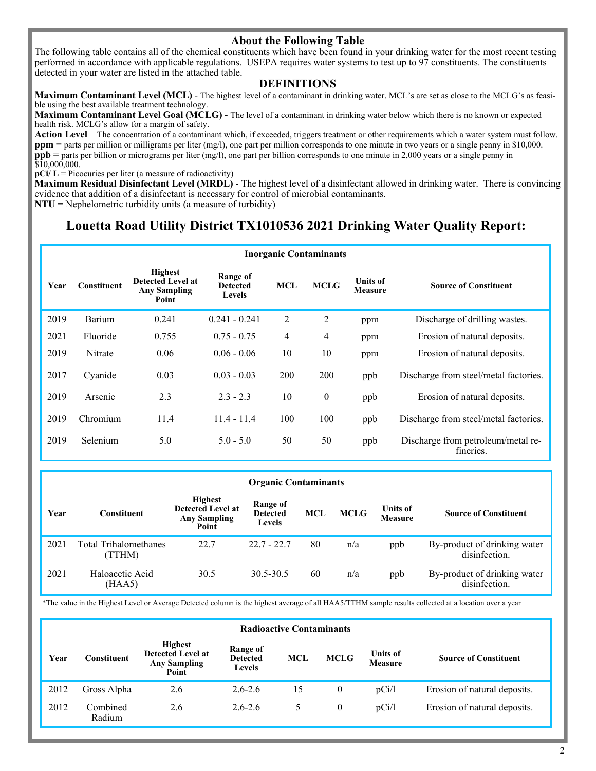## About the Following Table

The following table contains all of the chemical constituents which have been found in your drinking water for the most recent testing performed in accordance with applicable regulations. USEPA requires water systems to test up to 97 constituents. The constituents detected in your water are listed in the attached table.

## DEFINITIONS

**Maximum Contaminant Level (MCL)** - The highest level of a contaminant in drinking water. MCL's are set as close to the MCLG's as feasible using the best available treatment technology.

**Maximum Contaminant Level Goal (MCLG)** - The level of a contaminant in drinking water below which there is no known or expected health risk. MCLG's allow for a margin of safety.

**Action Level** – The concentration of a contaminant which, if exceeded, triggers treatment or other requirements which a water system must follow.

**ppm** = parts per million or milligrams per liter (mg/l), one part per million corresponds to one minute in two years or a single penny in $10,000.

**ppb** = parts per billion or micrograms per liter (mg/l), one part per billion corresponds to one minute in 2,000 years or a single penny in $10,000,000.

**pCi/ L** = Picocuries per liter (a measure of radioactivity)

**Maximum Residual Disinfectant Level (MRDL)** - The highest level of a disinfectant allowed in drinking water. There is convincing evidence that addition of a disinfectant is necessary for control of microbial contaminants.

**NTU =** Nephelometric turbidity units (a measure of turbidity)

# Louetta Road Utility District TX1010536 2021 Drinking Water Quality Report:

**Inorganic Contaminants**

| Year | Constituent | Highest Detected Level at Any Sampling Point | Range of Detected Levels | MCL | MCLG | Units of Measure | Source of Constituent |
|---|---|---|---|---|---|---|---|
| 2019 | Barium | 0.241 | 0.241 - 0.241 | 2 | 2 | ppm | Discharge of drilling wastes. |
| 2021 | Fluoride | 0.755 | 0.75 - 0.75 | 4 | 4 | ppm | Erosion of natural deposits. |
| 2019 | Nitrate | 0.06 | 0.06 - 0.06 | 10 | 10 | ppm | Erosion of natural deposits. |
| 2017 | Cyanide | 0.03 | 0.03 - 0.03 | 200 | 200 | ppb | Discharge from steel/metal factories. |
| 2019 | Arsenic | 2.3 | 2.3 - 2.3 | 10 | 0 | ppb | Erosion of natural deposits. |
| 2019 | Chromium | 11.4 | 11.4 - 11.4 | 100 | 100 | ppb | Discharge from steel/metal factories. |
| 2019 | Selenium | 5.0 | 5.0 - 5.0 | 50 | 50 | ppb | Discharge from petroleum/metal refineries. |

**Organic Contaminants**

| Year | Constituent | Highest Detected Level at Any Sampling Point | Range of Detected Levels | MCL | MCLG | Units of Measure | Source of Constituent |
|---|---|---|---|---|---|---|---|
| 2021 | Total Trihalomethanes (TTHM) | 22.7 | 22.7 - 22.7 | 80 | n/a | ppb | By-product of drinking water disinfection. |
| 2021 | Haloacetic Acid (HAA5) | 30.5 | 30.5-30.5 | 60 | n/a | ppb | By-product of drinking water disinfection. |

*The value in the Highest Level or Average Detected column is the highest average of all HAA5/TTHM sample results collected at a location over a year

**Radioactive Contaminants**

| Year | Constituent | Highest Detected Level at Any Sampling Point | Range of Detected Levels | MCL | MCLG | Units of Measure | Source of Constituent |
|---|---|---|---|---|---|---|---|
| 2012 | Gross Alpha | 2.6 | 2.6-2.6 | 15 | 0 | pCi/l | Erosion of natural deposits. |
| 2012 | Combined Radium | 2.6 | 2.6-2.6 | 5 | 0 | pCi/l | Erosion of natural deposits. |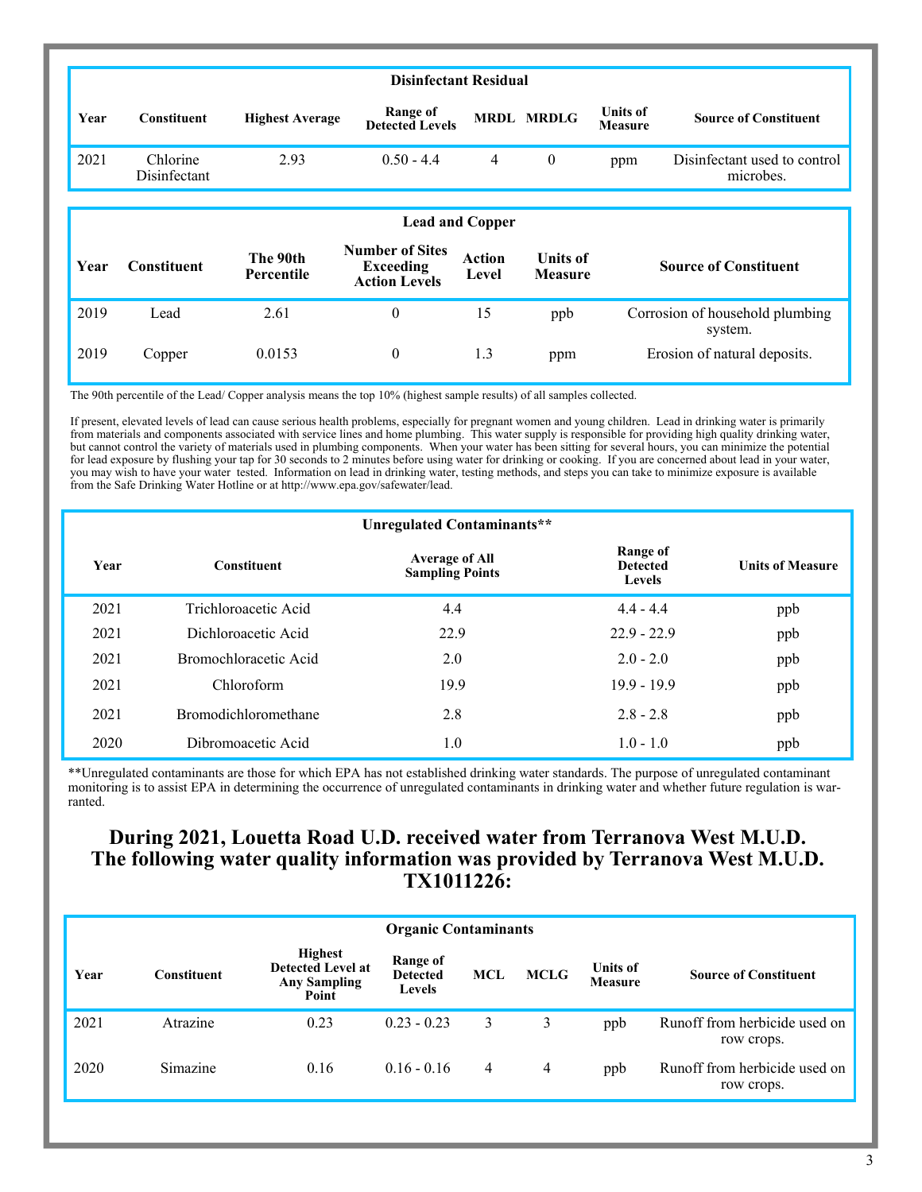| Disinfectant Residual | | | | | | | |
|---|---|---|---|---|---|---|---|
| Year | Constituent | Highest Average | Range of Detected Levels | MRDL | MRDLG | Units of Measure | Source of Constituent |
| 2021 | Chlorine Disinfectant | 2.93 | 0.50 - 4.4 | 4 | 0 | ppm | Disinfectant used to control microbes. |

| Lead and Copper | | | | | | |
|---|---|---|---|---|---|---|
| Year | Constituent | The 90th Percentile | Number of Sites Exceeding Action Levels | Action Level | Units of Measure | Source of Constituent |
| 2019 | Lead | 2.61 | 0 | 15 | ppb | Corrosion of household plumbing system. |
| 2019 | Copper | 0.0153 | 0 | 1.3 | ppm | Erosion of natural deposits. |

The 90th percentile of the Lead/ Copper analysis means the top 10% (highest sample results) of all samples collected.

If present, elevated levels of lead can cause serious health problems, especially for pregnant women and young children. Lead in drinking water is primarily from materials and components associated with service lines and home plumbing. This water supply is responsible for providing high quality drinking water, but cannot control the variety of materials used in plumbing components. When your water has been sitting for several hours, you can minimize the potential for lead exposure by flushing your tap for 30 seconds to 2 minutes before using water for drinking or cooking. If you are concerned about lead in your water, you may wish to have your water tested. Information on lead in drinking water, testing methods, and steps you can take to minimize exposure is available from the Safe Drinking Water Hotline or at http://www.epa.gov/safewater/lead.

| Unregulated Contaminants** | | | | |
|---|---|---|---|---|
| Year | Constituent | Average of All Sampling Points | Range of Detected Levels | Units of Measure |
| 2021 | Trichloroacetic Acid | 4.4 | 4.4 - 4.4 | ppb |
| 2021 | Dichloroacetic Acid | 22.9 | 22.9 - 22.9 | ppb |
| 2021 | Bromochloracetic Acid | 2.0 | 2.0 - 2.0 | ppb |
| 2021 | Chloroform | 19.9 | 19.9 - 19.9 | ppb |
| 2021 | Bromodichloromethane | 2.8 | 2.8 - 2.8 | ppb |
| 2020 | Dibromoacetic Acid | 1.0 | 1.0 - 1.0 | ppb |

**Unregulated contaminants are those for which EPA has not established drinking water standards. The purpose of unregulated contaminant monitoring is to assist EPA in determining the occurrence of unregulated contaminants in drinking water and whether future regulation is warranted.

## During 2021, Louetta Road U.D. received water from Terranova West M.U.D. The following water quality information was provided by Terranova West M.U.D. TX1011226:

| Organic Contaminants | | | | | | | |
|---|---|---|---|---|---|---|---|
| Year | Constituent | Highest Detected Level at Any Sampling Point | Range of Detected Levels | MCL | MCLG | Units of Measure | Source of Constituent |
| 2021 | Atrazine | 0.23 | 0.23 - 0.23 | 3 | 3 | ppb | Runoff from herbicide used on row crops. |
| 2020 | Simazine | 0.16 | 0.16 - 0.16 | 4 | 4 | ppb | Runoff from herbicide used on row crops. |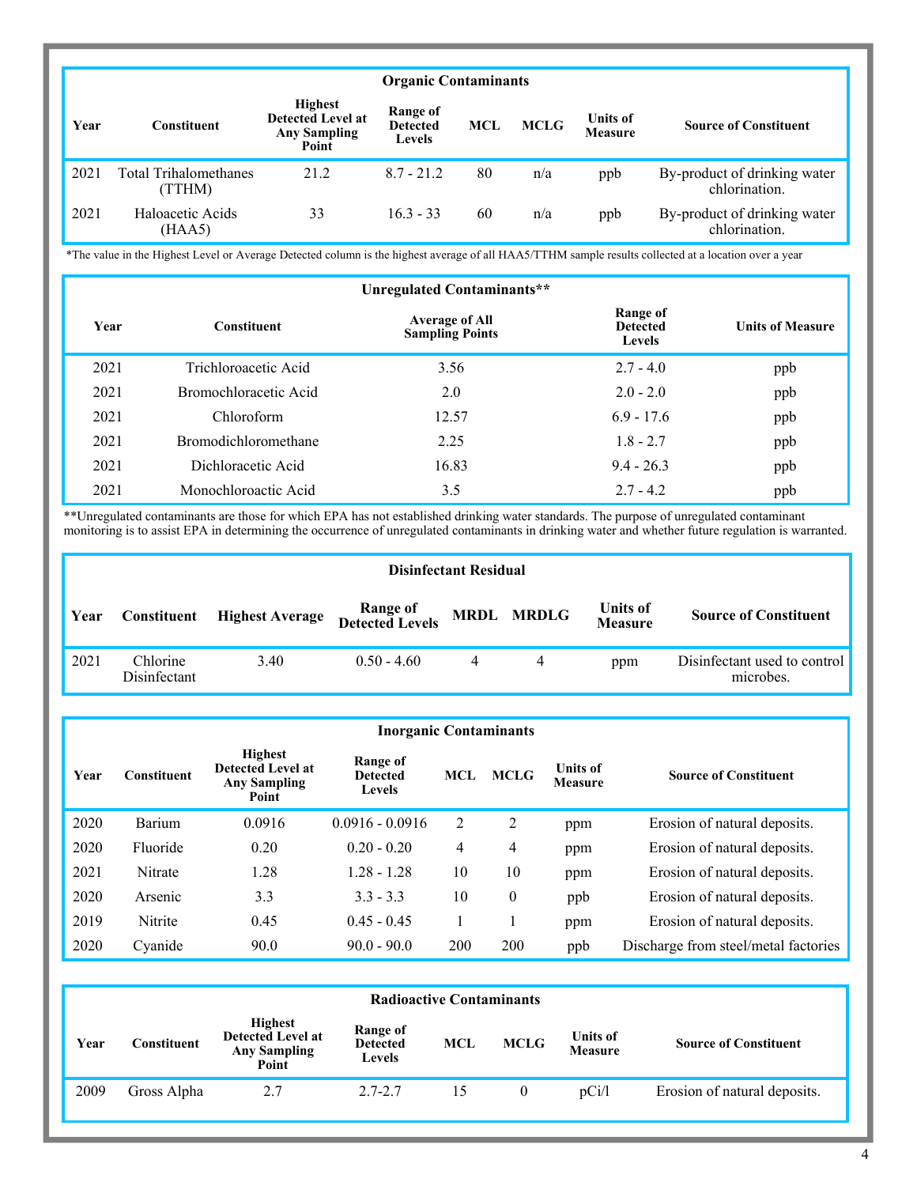| Organic Contaminants | | | | | | | |
|---|---|---|---|---|---|---|---|
| **Year** | **Constituent** | **Highest Detected Level at Any Sampling Point** | **Range of Detected Levels** | **MCL** | **MCLG** | **Units of Measure** | **Source of Constituent** |
| 2021 | Total Trihalomethanes (TTHM) | 21.2 | 8.7 - 21.2 | 80 | n/a | ppb | By-product of drinking water chlorination. |
| 2021 | Haloacetic Acids (HAA5) | 33 | 16.3 - 33 | 60 | n/a | ppb | By-product of drinking water chlorination. |

*The value in the Highest Level or Average Detected column is the highest average of all HAA5/TTHM sample results collected at a location over a year

| Unregulated Contaminants** | | | | |
|---|---|---|---|---|
| **Year** | **Constituent** | **Average of All Sampling Points** | **Range of Detected Levels** | **Units of Measure** |
| 2021 | Trichloroacetic Acid | 3.56 | 2.7 - 4.0 | ppb |
| 2021 | Bromochloracetic Acid | 2.0 | 2.0 - 2.0 | ppb |
| 2021 | Chloroform | 12.57 | 6.9 - 17.6 | ppb |
| 2021 | Bromodichloromethane | 2.25 | 1.8 - 2.7 | ppb |
| 2021 | Dichloracetic Acid | 16.83 | 9.4 - 26.3 | ppb |
| 2021 | Monochloroactic Acid | 3.5 | 2.7 - 4.2 | ppb |

**Unregulated contaminants are those for which EPA has not established drinking water standards. The purpose of unregulated contaminant monitoring is to assist EPA in determining the occurrence of unregulated contaminants in drinking water and whether future regulation is warranted.

| Disinfectant Residual | | | | | | | |
|---|---|---|---|---|---|---|---|
| **Year** | **Constituent** | **Highest Average** | **Range of Detected Levels** | **MRDL** | **MRDLG** | **Units of Measure** | **Source of Constituent** |
| 2021 | Chlorine Disinfectant | 3.40 | 0.50 - 4.60 | 4 | 4 | ppm | Disinfectant used to control microbes. |

| Inorganic Contaminants | | | | | | | |
|---|---|---|---|---|---|---|---|
| **Year** | **Constituent** | **Highest Detected Level at Any Sampling Point** | **Range of Detected Levels** | **MCL** | **MCLG** | **Units of Measure** | **Source of Constituent** |
| 2020 | Barium | 0.0916 | 0.0916 - 0.0916 | 2 | 2 | ppm | Erosion of natural deposits. |
| 2020 | Fluoride | 0.20 | 0.20 - 0.20 | 4 | 4 | ppm | Erosion of natural deposits. |
| 2021 | Nitrate | 1.28 | 1.28 - 1.28 | 10 | 10 | ppm | Erosion of natural deposits. |
| 2020 | Arsenic | 3.3 | 3.3 - 3.3 | 10 | 0 | ppb | Erosion of natural deposits. |
| 2019 | Nitrite | 0.45 | 0.45 - 0.45 | 1 | 1 | ppm | Erosion of natural deposits. |
| 2020 | Cyanide | 90.0 | 90.0 - 90.0 | 200 | 200 | ppb | Discharge from steel/metal factories |

| Radioactive Contaminants | | | | | | | |
|---|---|---|---|---|---|---|---|
| **Year** | **Constituent** | **Highest Detected Level at Any Sampling Point** | **Range of Detected Levels** | **MCL** | **MCLG** | **Units of Measure** | **Source of Constituent** |
| 2009 | Gross Alpha | 2.7 | 2.7-2.7 | 15 | 0 | pCi/l | Erosion of natural deposits. |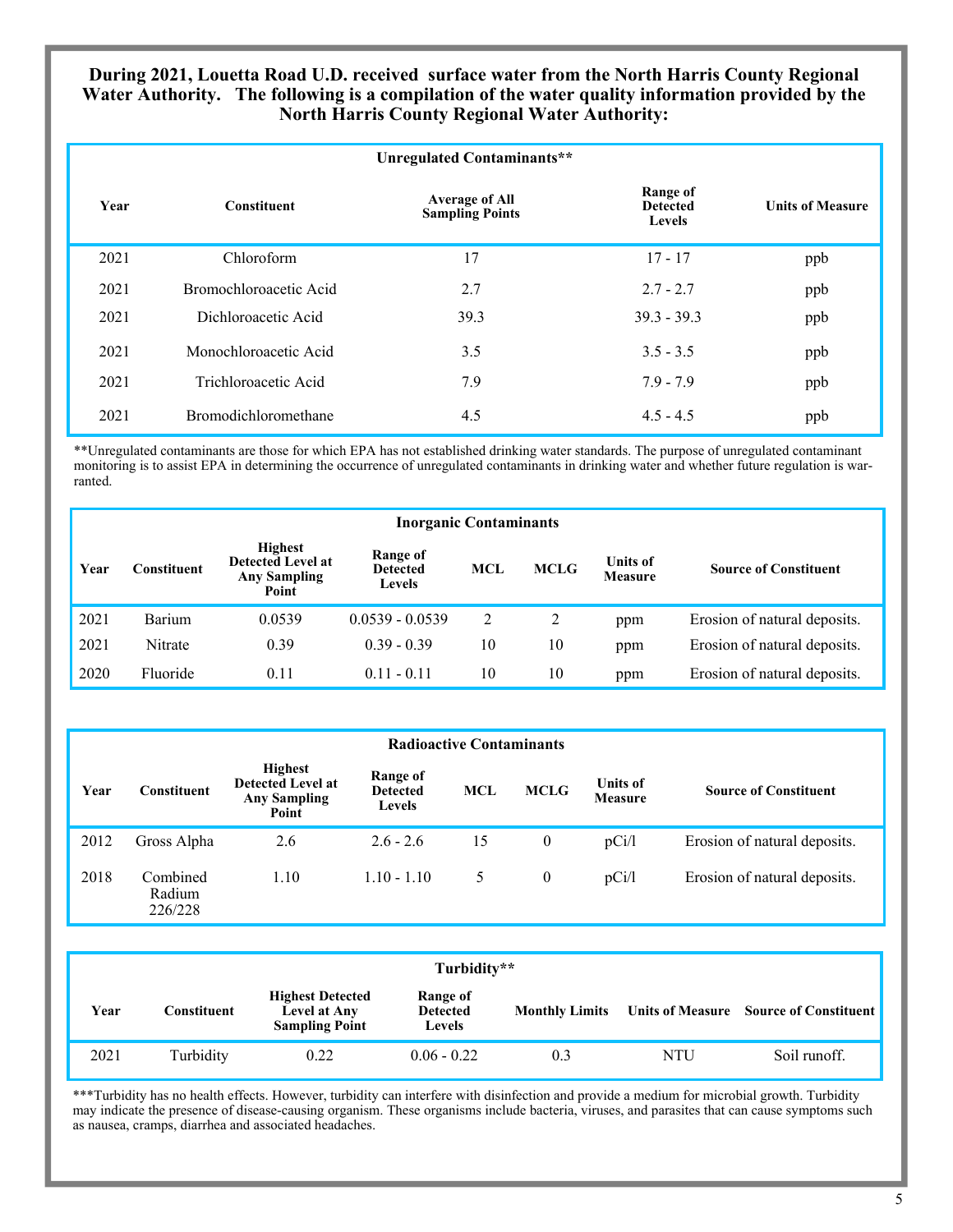**During 2021, Louetta Road U.D. received surface water from the North Harris County Regional Water Authority. The following is a compilation of the water quality information provided by the North Harris County Regional Water Authority:**

| Unregulated Contaminants** | | | | |
|---|---|---|---|---|
| **Year** | **Constituent** | **Average of All Sampling Points** | **Range of Detected Levels** | **Units of Measure** |
| 2021 | Chloroform | 17 | 17 - 17 | ppb |
| 2021 | Bromochloroacetic Acid | 2.7 | 2.7 - 2.7 | ppb |
| 2021 | Dichloroacetic Acid | 39.3 | 39.3 - 39.3 | ppb |
| 2021 | Monochloroacetic Acid | 3.5 | 3.5 - 3.5 | ppb |
| 2021 | Trichloroacetic Acid | 7.9 | 7.9 - 7.9 | ppb |
| 2021 | Bromodichloromethane | 4.5 | 4.5 - 4.5 | ppb |

**Unregulated contaminants are those for which EPA has not established drinking water standards. The purpose of unregulated contaminant monitoring is to assist EPA in determining the occurrence of unregulated contaminants in drinking water and whether future regulation is warranted.

| Inorganic Contaminants | | | | | | | |
|---|---|---|---|---|---|---|---|
| **Year** | **Constituent** | **Highest Detected Level at Any Sampling Point** | **Range of Detected Levels** | **MCL** | **MCLG** | **Units of Measure** | **Source of Constituent** |
| 2021 | Barium | 0.0539 | 0.0539 - 0.0539 | 2 | 2 | ppm | Erosion of natural deposits. |
| 2021 | Nitrate | 0.39 | 0.39 - 0.39 | 10 | 10 | ppm | Erosion of natural deposits. |
| 2020 | Fluoride | 0.11 | 0.11 - 0.11 | 10 | 10 | ppm | Erosion of natural deposits. |

| Radioactive Contaminants | | | | | | | |
|---|---|---|---|---|---|---|---|
| **Year** | **Constituent** | **Highest Detected Level at Any Sampling Point** | **Range of Detected Levels** | **MCL** | **MCLG** | **Units of Measure** | **Source of Constituent** |
| 2012 | Gross Alpha | 2.6 | 2.6 - 2.6 | 15 | 0 | pCi/l | Erosion of natural deposits. |
| 2018 | Combined Radium 226/228 | 1.10 | 1.10 - 1.10 | 5 | 0 | pCi/l | Erosion of natural deposits. |

| Turbidity** | | | | | | |
|---|---|---|---|---|---|---|
| **Year** | **Constituent** | **Highest Detected Level at Any Sampling Point** | **Range of Detected Levels** | **Monthly Limits** | **Units of Measure** | **Source of Constituent** |
| 2021 | Turbidity | 0.22 | 0.06 - 0.22 | 0.3 | NTU | Soil runoff. |

***Turbidity has no health effects. However, turbidity can interfere with disinfection and provide a medium for microbial growth. Turbidity may indicate the presence of disease-causing organism. These organisms include bacteria, viruses, and parasites that can cause symptoms such as nausea, cramps, diarrhea and associated headaches.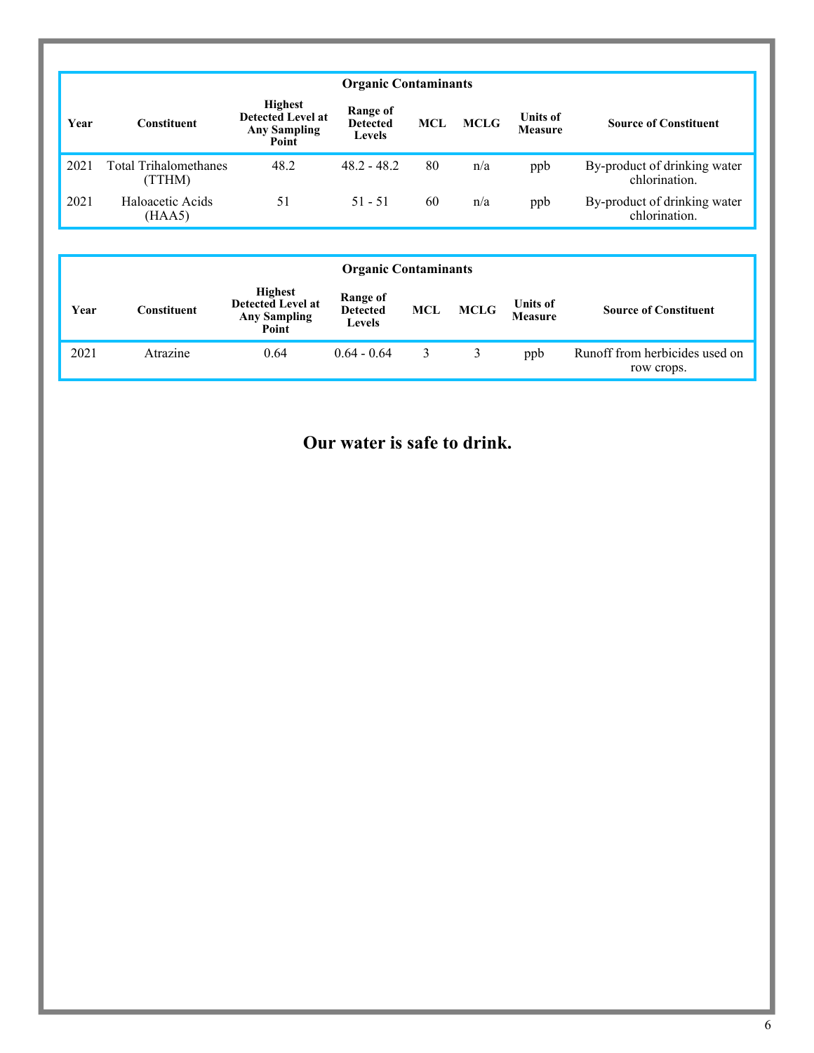### Organic Contaminants

| Year | Constituent | Highest Detected Level at Any Sampling Point | Range of Detected Levels | MCL | MCLG | Units of Measure | Source of Constituent |
|---|---|---|---|---|---|---|---|
| 2021 | Total Trihalomethanes (TTHM) | 48.2 | 48.2 - 48.2 | 80 | n/a | ppb | By-product of drinking water chlorination. |
| 2021 | Haloacetic Acids (HAA5) | 51 | 51 - 51 | 60 | n/a | ppb | By-product of drinking water chlorination. |

### Organic Contaminants

| Year | Constituent | Highest Detected Level at Any Sampling Point | Range of Detected Levels | MCL | MCLG | Units of Measure | Source of Constituent |
|---|---|---|---|---|---|---|---|
| 2021 | Atrazine | 0.64 | 0.64 - 0.64 | 3 | 3 | ppb | Runoff from herbicides used on row crops. |

**Our water is safe to drink.**